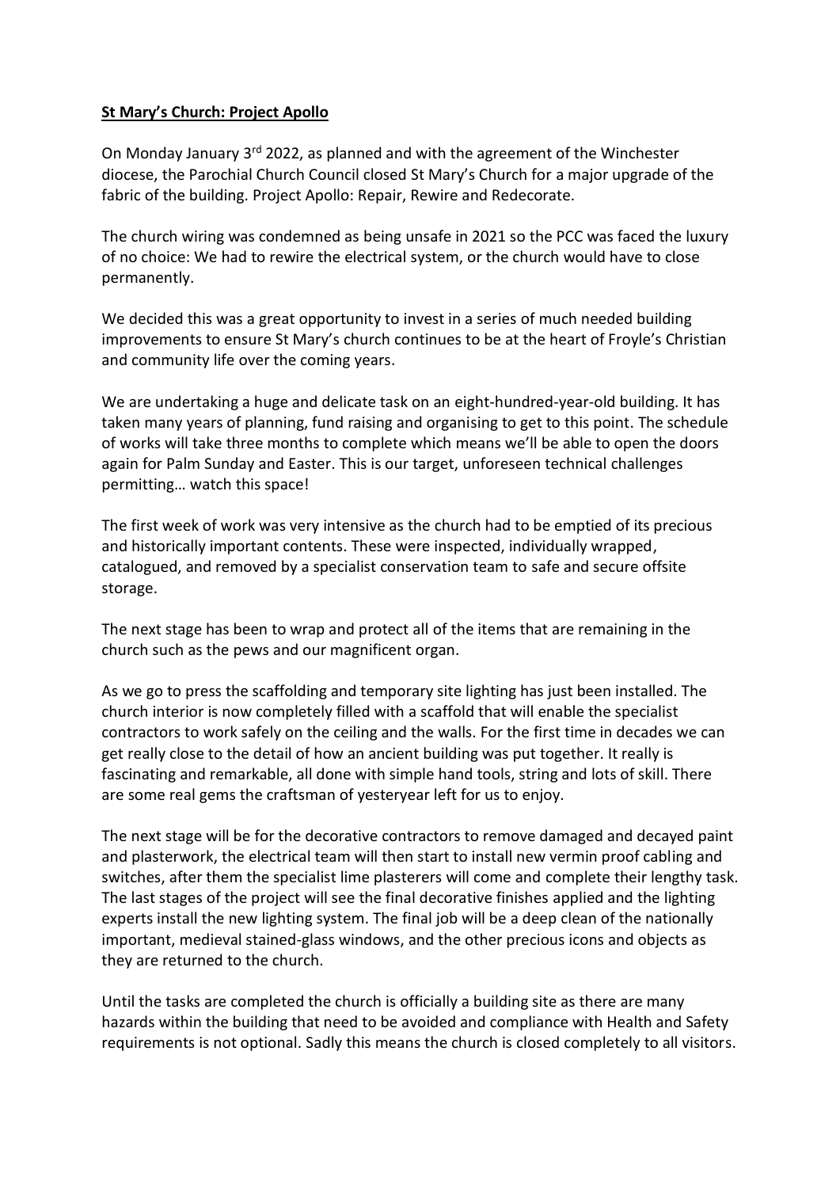**St Mary's Church: Project Apollo**

On Monday January 3rd 2022, as planned and with the agreement of the Winchester diocese, the Parochial Church Council closed St Mary's Church for a major upgrade of the fabric of the building. Project Apollo: Repair, Rewire and Redecorate.

The church wiring was condemned as being unsafe in 2021 so the PCC was faced the luxury of no choice: We had to rewire the electrical system, or the church would have to close permanently.

We decided this was a great opportunity to invest in a series of much needed building improvements to ensure St Mary's church continues to be at the heart of Froyle's Christian and community life over the coming years.

We are undertaking a huge and delicate task on an eight-hundred-year-old building. It has taken many years of planning, fund raising and organising to get to this point. The schedule of works will take three months to complete which means we'll be able to open the doors again for Palm Sunday and Easter. This is our target, unforeseen technical challenges permitting… watch this space!

The first week of work was very intensive as the church had to be emptied of its precious and historically important contents. These were inspected, individually wrapped, catalogued, and removed by a specialist conservation team to safe and secure offsite storage.

The next stage has been to wrap and protect all of the items that are remaining in the church such as the pews and our magnificent organ.

As we go to press the scaffolding and temporary site lighting has just been installed. The church interior is now completely filled with a scaffold that will enable the specialist contractors to work safely on the ceiling and the walls. For the first time in decades we can get really close to the detail of how an ancient building was put together. It really is fascinating and remarkable, all done with simple hand tools, string and lots of skill. There are some real gems the craftsman of yesteryear left for us to enjoy.

The next stage will be for the decorative contractors to remove damaged and decayed paint and plasterwork, the electrical team will then start to install new vermin proof cabling and switches, after them the specialist lime plasterers will come and complete their lengthy task. The last stages of the project will see the final decorative finishes applied and the lighting experts install the new lighting system. The final job will be a deep clean of the nationally important, medieval stained-glass windows, and the other precious icons and objects as they are returned to the church.

Until the tasks are completed the church is officially a building site as there are many hazards within the building that need to be avoided and compliance with Health and Safety requirements is not optional. Sadly this means the church is closed completely to all visitors.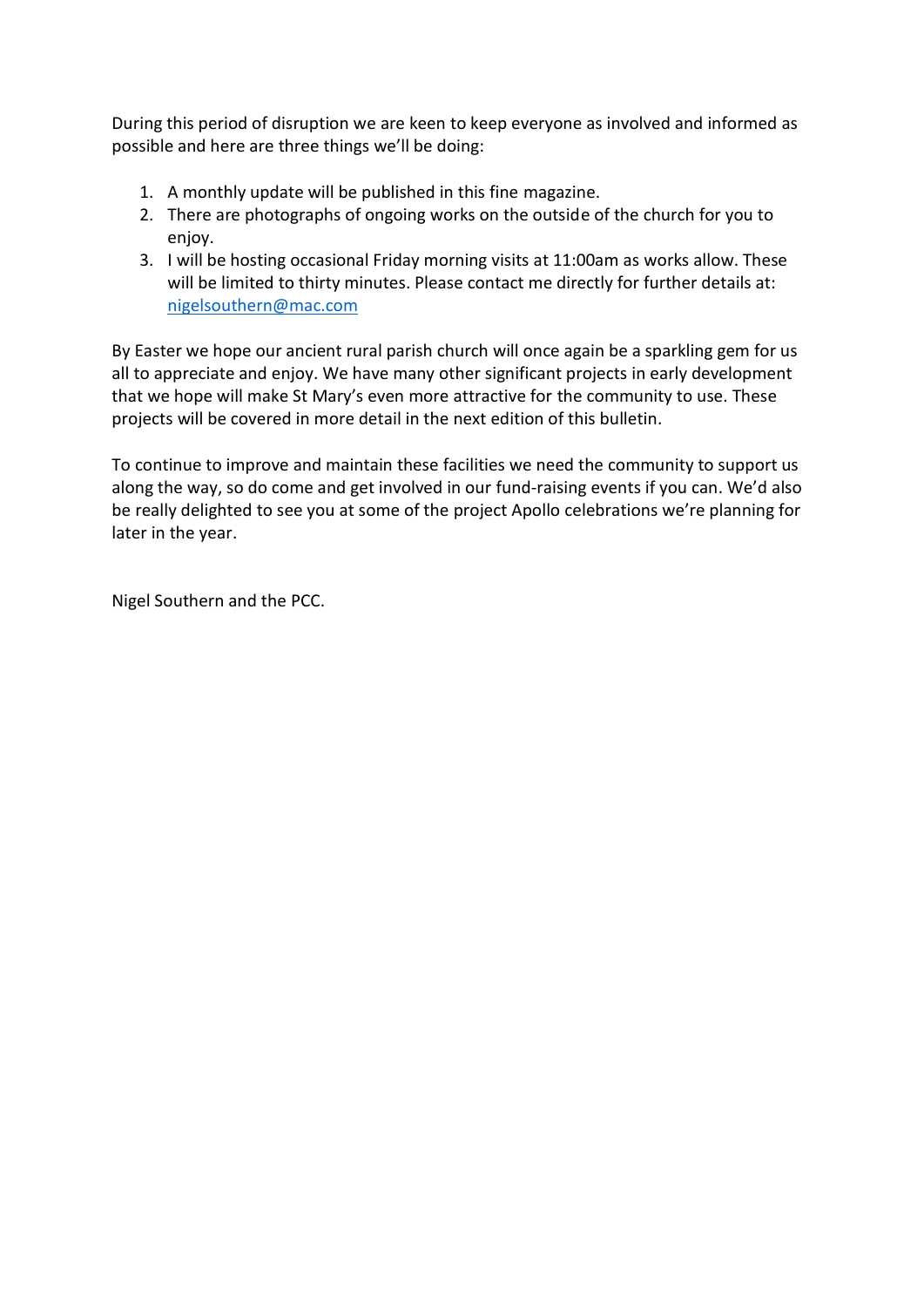During this period of disruption we are keen to keep everyone as involved and informed as possible and here are three things we'll be doing:

1. A monthly update will be published in this fine magazine.
2. There are photographs of ongoing works on the outside of the church for you to enjoy.
3. I will be hosting occasional Friday morning visits at 11:00am as works allow. These will be limited to thirty minutes. Please contact me directly for further details at: nigelsouthern@mac.com

By Easter we hope our ancient rural parish church will once again be a sparkling gem for us all to appreciate and enjoy. We have many other significant projects in early development that we hope will make St Mary's even more attractive for the community to use. These projects will be covered in more detail in the next edition of this bulletin.

To continue to improve and maintain these facilities we need the community to support us along the way, so do come and get involved in our fund-raising events if you can. We'd also be really delighted to see you at some of the project Apollo celebrations we're planning for later in the year.

Nigel Southern and the PCC.